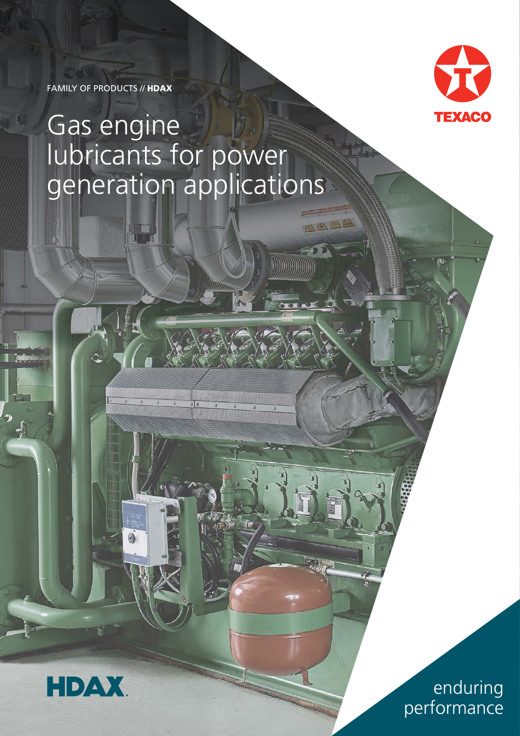FAMILY OF PRODUCTS // **HDAX**

# Gas engine lubricants for power generation applications

TEXACO

HDAX

enduring performance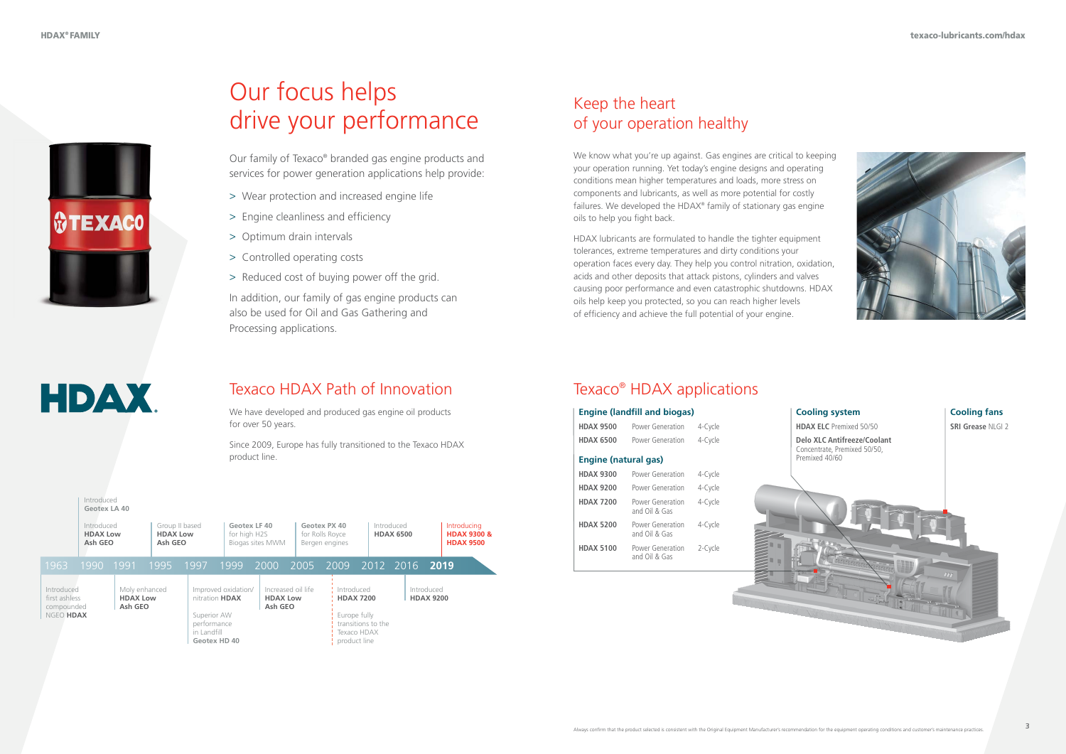# Our focus helps drive your performance

Our family of Texaco® branded gas engine products and services for power generation applications help provide:

- Wear protection and increased engine life
- Engine cleanliness and efficiency
- Optimum drain intervals
- Controlled operating costs
- Reduced cost of buying power off the grid.

In addition, our family of gas engine products can also be used for Oil and Gas Gathering and Processing applications.

## Texaco HDAX Path of Innovation

We have developed and produced gas engine oil products for over 50 years.

Since 2009, Europe has fully transitioned to the Texaco HDAX product line.

| Year | Milestone |
|---|---|
| 1963 | Introduced first ashless compounded NGEO **HDAX** |
| 1990 | Introduced **Geotex LA 40**; Introduced **HDAX Low Ash GEO** |
| 1991 | Moly enhanced **HDAX Low Ash GEO** |
| 1995 | Group II based **HDAX Low Ash GEO** |
| 1997 | Improved oxidation/nitration **HDAX**; Superior AW performance in Landfill **Geotex HD 40** |
| 1999 | **Geotex LF 40** for high H2S Biogas sites MWM |
| 2000 | Increased oil life **HDAX Low Ash GEO** |
| 2005 | **Geotex PX 40** for Rolls Royce Bergen engines |
| 2009 | Introduced **HDAX 7200**; Europe fully transitions to the Texaco HDAX product line |
| 2012 | Introduced **HDAX 6500** |
| 2016 | Introduced **HDAX 9200** |
| **2019** | Introducing **HDAX 9300 & HDAX 9500** |

## Keep the heart of your operation healthy

We know what you're up against. Gas engines are critical to keeping your operation running. Yet today's engine designs and operating conditions mean higher temperatures and loads, more stress on components and lubricants, as well as more potential for costly failures. We developed the HDAX® family of stationary gas engine oils to help you fight back.

HDAX lubricants are formulated to handle the tighter equipment tolerances, extreme temperatures and dirty conditions your operation faces every day. They help you control nitration, oxidation, acids and other deposits that attack pistons, cylinders and valves causing poor performance and even catastrophic shutdowns. HDAX oils help keep you protected, so you can reach higher levels of efficiency and achieve the full potential of your engine.

## Texaco® HDAX applications

**Engine (landfill and biogas)**

| Product | Application | Cycle |
|---|---|---|
| HDAX 9500 | Power Generation | 4-Cycle |
| HDAX 6500 | Power Generation | 4-Cycle |

**Engine (natural gas)**

| Product | Application | Cycle |
|---|---|---|
| HDAX 9300 | Power Generation | 4-Cycle |
| HDAX 9200 | Power Generation | 4-Cycle |
| HDAX 7200 | Power Generation and Oil & Gas | 4-Cycle |
| HDAX 5200 | Power Generation and Oil & Gas | 4-Cycle |
| HDAX 5100 | Power Generation and Oil & Gas | 2-Cycle |

**Cooling system**

**HDAX ELC** Premixed 50/50

**Delo XLC Antifreeze/Coolant** Concentrate, Premixed 50/50, Premixed 40/60

**Cooling fans**

**SRI Grease** NLGI 2

Always confirm that the product selected is consistent with the Original Equipment Manufacturer's recommendation for the equipment operating conditions and customer's maintenance practices.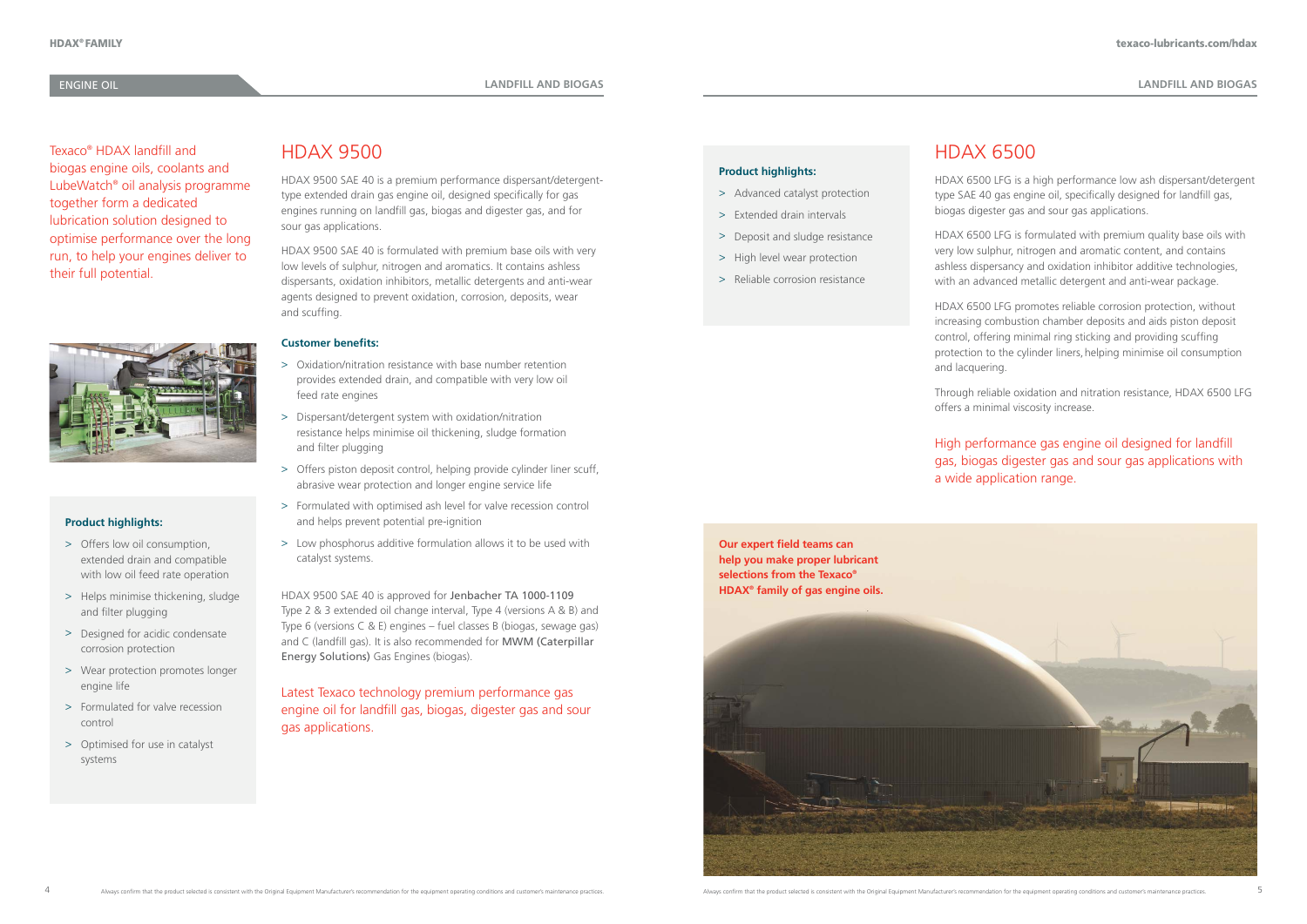ENGINE OIL

LANDFILL AND BIOGAS

Texaco® HDAX landfill and biogas engine oils, coolants and LubeWatch® oil analysis programme together form a dedicated lubrication solution designed to optimise performance over the long run, to help your engines deliver to their full potential.

**Product highlights:**

- > Offers low oil consumption, extended drain and compatible with low oil feed rate operation
- > Helps minimise thickening, sludge and filter plugging
- > Designed for acidic condensate corrosion protection
- > Wear protection promotes longer engine life
- > Formulated for valve recession control
- > Optimised for use in catalyst systems

## HDAX 9500

HDAX 9500 SAE 40 is a premium performance dispersant/detergent-type extended drain gas engine oil, designed specifically for gas engines running on landfill gas, biogas and digester gas, and for sour gas applications.

HDAX 9500 SAE 40 is formulated with premium base oils with very low levels of sulphur, nitrogen and aromatics. It contains ashless dispersants, oxidation inhibitors, metallic detergents and anti-wear agents designed to prevent oxidation, corrosion, deposits, wear and scuffing.

**Customer benefits:**

- > Oxidation/nitration resistance with base number retention provides extended drain, and compatible with very low oil feed rate engines
- > Dispersant/detergent system with oxidation/nitration resistance helps minimise oil thickening, sludge formation and filter plugging
- > Offers piston deposit control, helping provide cylinder liner scuff, abrasive wear protection and longer engine service life
- > Formulated with optimised ash level for valve recession control and helps prevent potential pre-ignition
- > Low phosphorus additive formulation allows it to be used with catalyst systems.

HDAX 9500 SAE 40 is approved for Jenbacher TA 1000-1109 Type 2 & 3 extended oil change interval, Type 4 (versions A & B) and Type 6 (versions C & E) engines – fuel classes B (biogas, sewage gas) and C (landfill gas). It is also recommended for MWM (Caterpillar Energy Solutions) Gas Engines (biogas).

Latest Texaco technology premium performance gas engine oil for landfill gas, biogas, digester gas and sour gas applications.

LANDFILL AND BIOGAS

**Product highlights:**

- > Advanced catalyst protection
- > Extended drain intervals
- > Deposit and sludge resistance
- > High level wear protection
- > Reliable corrosion resistance

## HDAX 6500

HDAX 6500 LFG is a high performance low ash dispersant/detergent type SAE 40 gas engine oil, specifically designed for landfill gas, biogas digester gas and sour gas applications.

HDAX 6500 LFG is formulated with premium quality base oils with very low sulphur, nitrogen and aromatic content, and contains ashless dispersancy and oxidation inhibitor additive technologies, with an advanced metallic detergent and anti-wear package.

HDAX 6500 LFG promotes reliable corrosion protection, without increasing combustion chamber deposits and aids piston deposit control, offering minimal ring sticking and providing scuffing protection to the cylinder liners, helping minimise oil consumption and lacquering.

Through reliable oxidation and nitration resistance, HDAX 6500 LFG offers a minimal viscosity increase.

High performance gas engine oil designed for landfill gas, biogas digester gas and sour gas applications with a wide application range.

**Our expert field teams can help you make proper lubricant selections from the Texaco® HDAX® family of gas engine oils.**

Always confirm that the product selected is consistent with the Original Equipment Manufacturer's recommendation for the equipment operating conditions and customer's maintenance practices.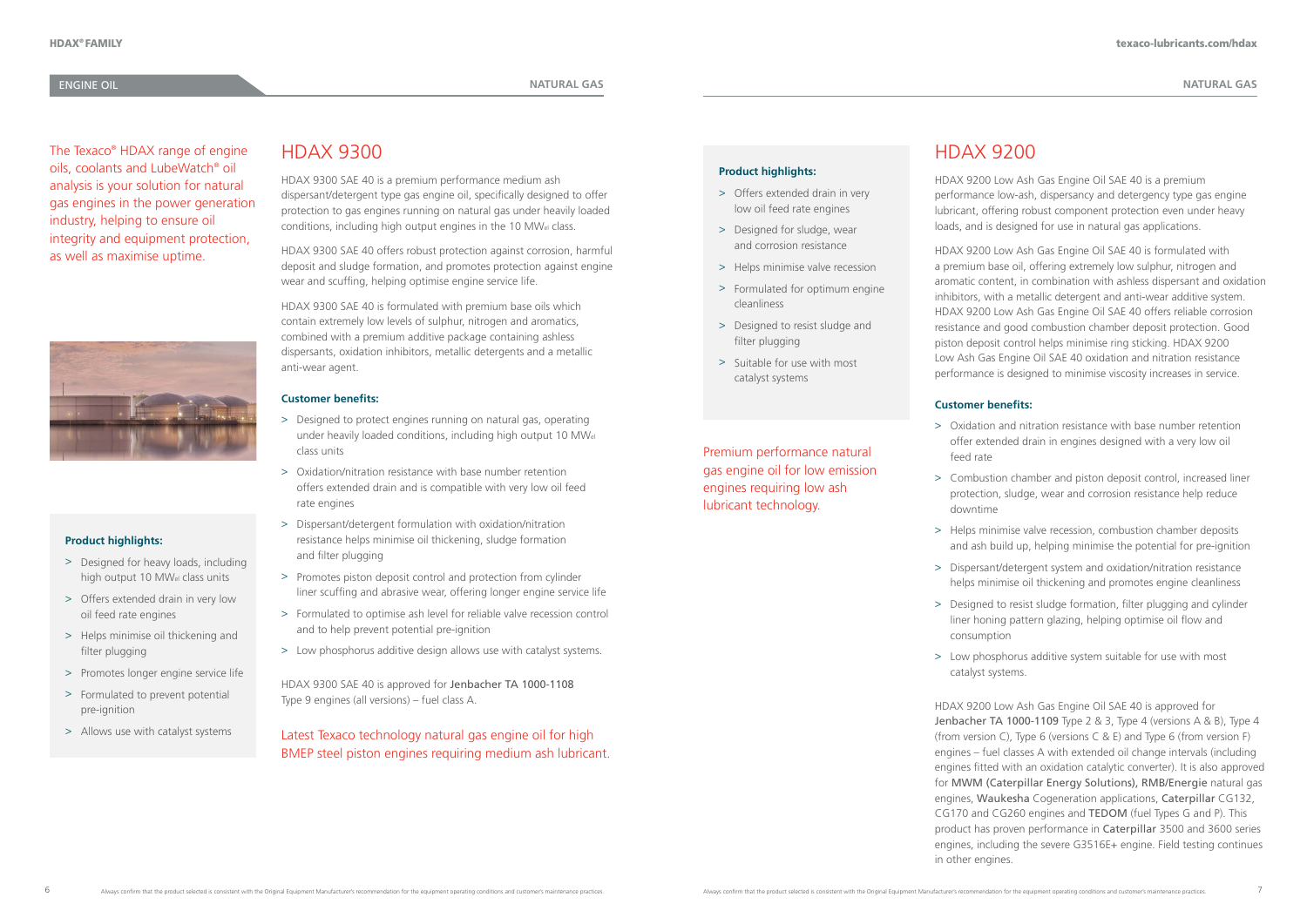The Texaco® HDAX range of engine oils, coolants and LubeWatch® oil analysis is your solution for natural gas engines in the power generation industry, helping to ensure oil integrity and equipment protection, as well as maximise uptime.

**Product highlights:**

- > Designed for heavy loads, including high output 10 $MW_{el}$ class units
- > Offers extended drain in very low oil feed rate engines
- > Helps minimise oil thickening and filter plugging
- > Promotes longer engine service life
- > Formulated to prevent potential pre-ignition
- > Allows use with catalyst systems

# HDAX 9300

HDAX 9300 SAE 40 is a premium performance medium ash dispersant/detergent type gas engine oil, specifically designed to offer protection to gas engines running on natural gas under heavily loaded conditions, including high output engines in the 10 $MW_{el}$ class.

HDAX 9300 SAE 40 offers robust protection against corrosion, harmful deposit and sludge formation, and promotes protection against engine wear and scuffing, helping optimise engine service life.

HDAX 9300 SAE 40 is formulated with premium base oils which contain extremely low levels of sulphur, nitrogen and aromatics, combined with a premium additive package containing ashless dispersants, oxidation inhibitors, metallic detergents and a metallic anti-wear agent.

**Customer benefits:**

- > Designed to protect engines running on natural gas, operating under heavily loaded conditions, including high output 10 $MW_{el}$ class units
- > Oxidation/nitration resistance with base number retention offers extended drain and is compatible with very low oil feed rate engines
- > Dispersant/detergent formulation with oxidation/nitration resistance helps minimise oil thickening, sludge formation and filter plugging
- > Promotes piston deposit control and protection from cylinder liner scuffing and abrasive wear, offering longer engine service life
- > Formulated to optimise ash level for reliable valve recession control and to help prevent potential pre-ignition
- > Low phosphorus additive design allows use with catalyst systems.

HDAX 9300 SAE 40 is approved for Jenbacher TA 1000-1108 Type 9 engines (all versions) – fuel class A.

Latest Texaco technology natural gas engine oil for high BMEP steel piston engines requiring medium ash lubricant.

**Product highlights:**

- > Offers extended drain in very low oil feed rate engines
- > Designed for sludge, wear and corrosion resistance
- > Helps minimise valve recession
- > Formulated for optimum engine cleanliness
- > Designed to resist sludge and filter plugging
- > Suitable for use with most catalyst systems

Premium performance natural gas engine oil for low emission engines requiring low ash lubricant technology.

# HDAX 9200

HDAX 9200 Low Ash Gas Engine Oil SAE 40 is a premium performance low-ash, dispersancy and detergency type gas engine lubricant, offering robust component protection even under heavy loads, and is designed for use in natural gas applications.

HDAX 9200 Low Ash Gas Engine Oil SAE 40 is formulated with a premium base oil, offering extremely low sulphur, nitrogen and aromatic content, in combination with ashless dispersant and oxidation inhibitors, with a metallic detergent and anti-wear additive system. HDAX 9200 Low Ash Gas Engine Oil SAE 40 offers reliable corrosion resistance and good combustion chamber deposit protection. Good piston deposit control helps minimise ring sticking. HDAX 9200 Low Ash Gas Engine Oil SAE 40 oxidation and nitration resistance performance is designed to minimise viscosity increases in service.

**Customer benefits:**

- > Oxidation and nitration resistance with base number retention offer extended drain in engines designed with a very low oil feed rate
- > Combustion chamber and piston deposit control, increased liner protection, sludge, wear and corrosion resistance help reduce downtime
- > Helps minimise valve recession, combustion chamber deposits and ash build up, helping minimise the potential for pre-ignition
- > Dispersant/detergent system and oxidation/nitration resistance helps minimise oil thickening and promotes engine cleanliness
- > Designed to resist sludge formation, filter plugging and cylinder liner honing pattern glazing, helping optimise oil flow and consumption
- > Low phosphorus additive system suitable for use with most catalyst systems.

HDAX 9200 Low Ash Gas Engine Oil SAE 40 is approved for Jenbacher TA 1000-1109 Type 2 & 3, Type 4 (versions A & B), Type 4 (from version C), Type 6 (versions C & E) and Type 6 (from version F) engines – fuel classes A with extended oil change intervals (including engines fitted with an oxidation catalytic converter). It is also approved for MWM (Caterpillar Energy Solutions), RMB/Energie natural gas engines, Waukesha Cogeneration applications, Caterpillar CG132, CG170 and CG260 engines and TEDOM (fuel Types G and P). This product has proven performance in Caterpillar 3500 and 3600 series engines, including the severe G3516E+ engine. Field testing continues in other engines.

Always confirm that the product selected is consistent with the Original Equipment Manufacturer's recommendation for the equipment operating conditions and customer's maintenance practices.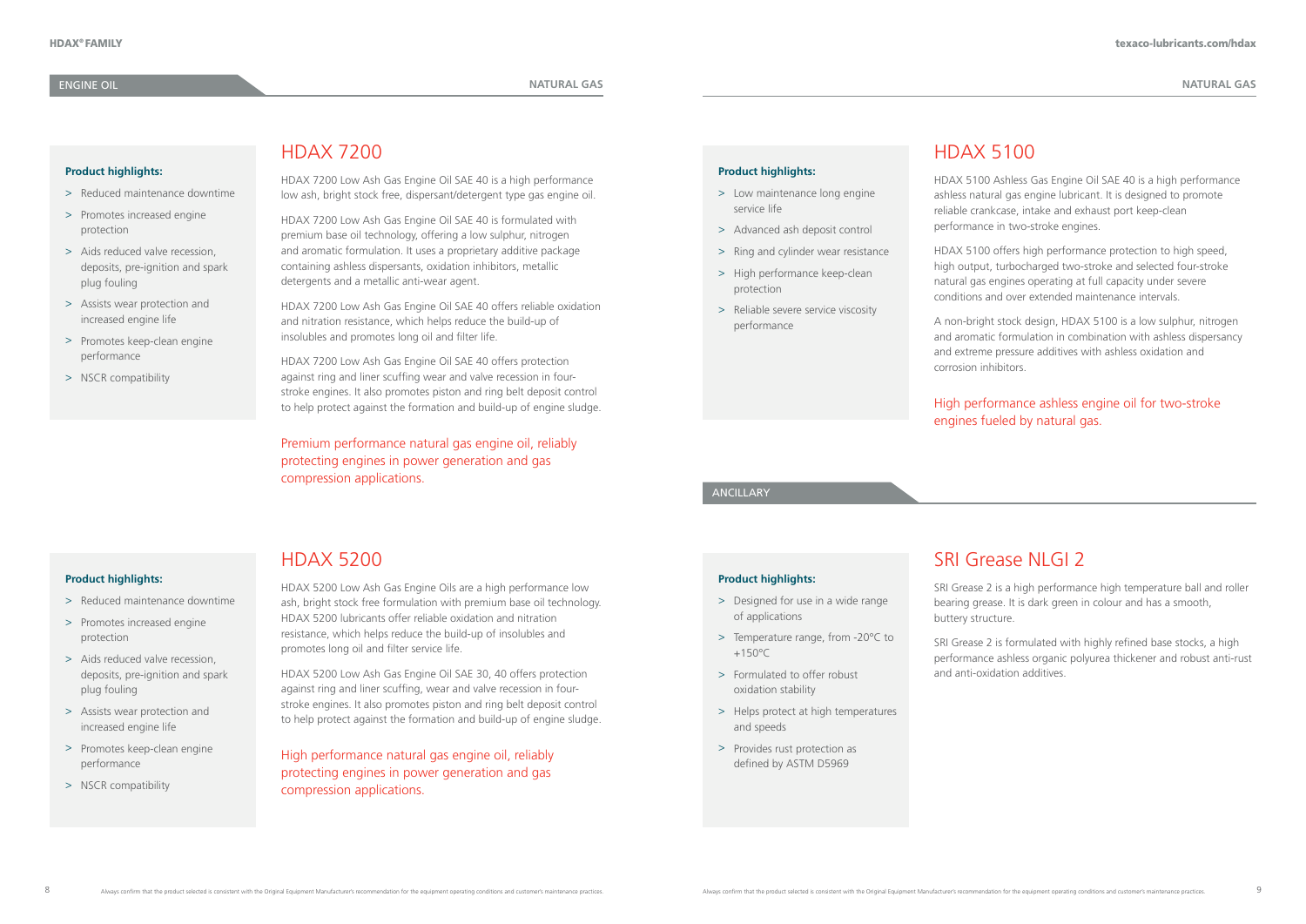ENGINE OIL — NATURAL GAS

## HDAX 7200

**Product highlights:**

- Reduced maintenance downtime
- Promotes increased engine protection
- Aids reduced valve recession, deposits, pre-ignition and spark plug fouling
- Assists wear protection and increased engine life
- Promotes keep-clean engine performance
- NSCR compatibility

HDAX 7200 Low Ash Gas Engine Oil SAE 40 is a high performance low ash, bright stock free, dispersant/detergent type gas engine oil.

HDAX 7200 Low Ash Gas Engine Oil SAE 40 is formulated with premium base oil technology, offering a low sulphur, nitrogen and aromatic formulation. It uses a proprietary additive package containing ashless dispersants, oxidation inhibitors, metallic detergents and a metallic anti-wear agent.

HDAX 7200 Low Ash Gas Engine Oil SAE 40 offers reliable oxidation and nitration resistance, which helps reduce the build-up of insolubles and promotes long oil and filter life.

HDAX 7200 Low Ash Gas Engine Oil SAE 40 offers protection against ring and liner scuffing wear and valve recession in four-stroke engines. It also promotes piston and ring belt deposit control to help protect against the formation and build-up of engine sludge.

Premium performance natural gas engine oil, reliably protecting engines in power generation and gas compression applications.

## HDAX 5200

**Product highlights:**

- Reduced maintenance downtime
- Promotes increased engine protection
- Aids reduced valve recession, deposits, pre-ignition and spark plug fouling
- Assists wear protection and increased engine life
- Promotes keep-clean engine performance
- NSCR compatibility

HDAX 5200 Low Ash Gas Engine Oils are a high performance low ash, bright stock free formulation with premium base oil technology. HDAX 5200 lubricants offer reliable oxidation and nitration resistance, which helps reduce the build-up of insolubles and promotes long oil and filter service life.

HDAX 5200 Low Ash Gas Engine Oil SAE 30, 40 offers protection against ring and liner scuffing, wear and valve recession in four-stroke engines. It also promotes piston and ring belt deposit control to help protect against the formation and build-up of engine sludge.

High performance natural gas engine oil, reliably protecting engines in power generation and gas compression applications.

NATURAL GAS

## HDAX 5100

**Product highlights:**

- Low maintenance long engine service life
- Advanced ash deposit control
- Ring and cylinder wear resistance
- High performance keep-clean protection
- Reliable severe service viscosity performance

HDAX 5100 Ashless Gas Engine Oil SAE 40 is a high performance ashless natural gas engine lubricant. It is designed to promote reliable crankcase, intake and exhaust port keep-clean performance in two-stroke engines.

HDAX 5100 offers high performance protection to high speed, high output, turbocharged two-stroke and selected four-stroke natural gas engines operating at full capacity under severe conditions and over extended maintenance intervals.

A non-bright stock design, HDAX 5100 is a low sulphur, nitrogen and aromatic formulation in combination with ashless dispersancy and extreme pressure additives with ashless oxidation and corrosion inhibitors.

High performance ashless engine oil for two-stroke engines fueled by natural gas.

ANCILLARY

## SRI Grease NLGI 2

**Product highlights:**

- Designed for use in a wide range of applications
- Temperature range, from -20°C to +150°C
- Formulated to offer robust oxidation stability
- Helps protect at high temperatures and speeds
- Provides rust protection as defined by ASTM D5969

SRI Grease 2 is a high performance high temperature ball and roller bearing grease. It is dark green in colour and has a smooth, buttery structure.

SRI Grease 2 is formulated with highly refined base stocks, a high performance ashless organic polyurea thickener and robust anti-rust and anti-oxidation additives.

Always confirm that the product selected is consistent with the Original Equipment Manufacturer's recommendation for the equipment operating conditions and customer's maintenance practices.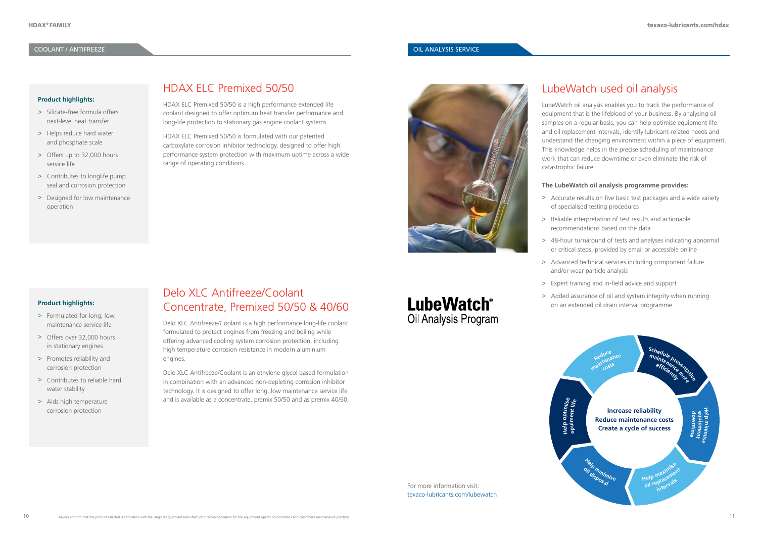COOLANT / ANTIFREEZE

## HDAX ELC Premixed 50/50

**Product highlights:**

- > Silicate-free formula offers next-level heat transfer
- > Helps reduce hard water and phosphate scale
- > Offers up to 32,000 hours service life
- > Contributes to longlife pump seal and corrosion protection
- > Designed for low maintenance operation

HDAX ELC Premixed 50/50 is a high performance extended life coolant designed to offer optimum heat transfer performance and long-life protection to stationary gas engine coolant systems.

HDAX ELC Premixed 50/50 is formulated with our patented carboxylate corrosion inhibitor technology, designed to offer high performance system protection with maximum uptime across a wide range of operating conditions.

## Delo XLC Antifreeze/Coolant Concentrate, Premixed 50/50 & 40/60

**Product highlights:**

- > Formulated for long, low maintenance service life
- > Offers over 32,000 hours in stationary engines
- > Promotes reliability and corrosion protection
- > Contributes to reliable hard water stability
- > Aids high temperature corrosion protection

Delo XLC Antifreeze/Coolant is a high performance long-life coolant formulated to protect engines from freezing and boiling while offering advanced cooling system corrosion protection, including high temperature corrosion resistance in modern aluminium engines.

Delo XLC Antifreeze/Coolant is an ethylene glycol based formulation in combination with an advanced non-depleting corrosion inhibitor technology. It is designed to offer long, low maintenance service life and is available as a concentrate, premix 50/50 and as premix 40/60.

Always confirm that the product selected is consistent with the Original Equipment Manufacturer's recommendation for the equipment operating conditions and customer's maintenance practices.

OIL ANALYSIS SERVICE

## LubeWatch used oil analysis

LubeWatch oil analysis enables you to track the performance of equipment that is the lifeblood of your business. By analysing oil samples on a regular basis, you can help optimise equipment life and oil replacement intervals, identify lubricant-related needs and understand the changing environment within a piece of equipment. This knowledge helps in the precise scheduling of maintenance work that can reduce downtime or even eliminate the risk of catastrophic failure.

**The LubeWatch oil analysis programme provides:**

- > Accurate results on five basic test packages and a wide variety of specialised testing procedures
- > Reliable interpretation of test results and actionable recommendations based on the data
- > 48-hour turnaround of tests and analyses indicating abnormal or critical steps, provided by email or accessible online
- > Advanced technical services including component failure and/or wear particle analysis
- > Expert training and in-field advice and support
- > Added assurance of oil and system integrity when running on an extended oil drain interval programme.

**LubeWatch®**
Oil Analysis Program

**Increase reliability**
**Reduce maintenance costs**
**Create a cycle of success**

Reduce maintenance costs — Schedule preventative maintenance more efficiently — Help minimise equipment downtime — Help maximise oil replacement intervals — Help minimise oil disposal — Help optimise equipment life

For more information visit:
texaco-lubricants.com/lubewatch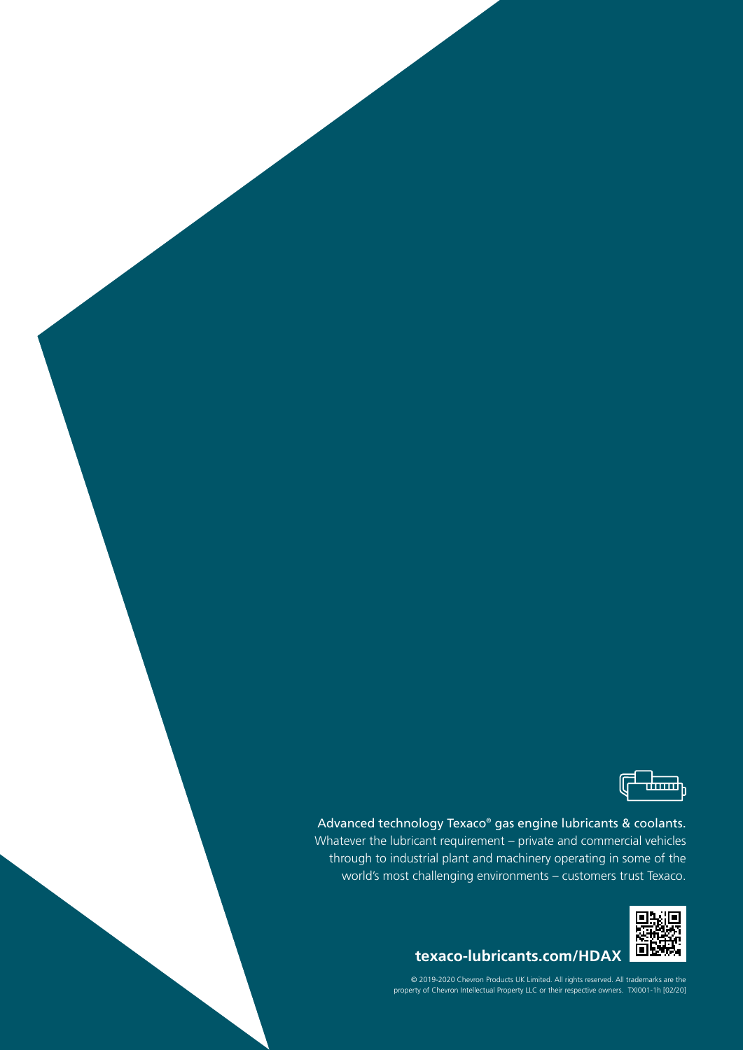Advanced technology Texaco® gas engine lubricants & coolants.
Whatever the lubricant requirement – private and commercial vehicles through to industrial plant and machinery operating in some of the world's most challenging environments – customers trust Texaco.

**texaco-lubricants.com/HDAX**

© 2019-2020 Chevron Products UK Limited. All rights reserved. All trademarks are the property of Chevron Intellectual Property LLC or their respective owners. TXI001-1h [02/20]